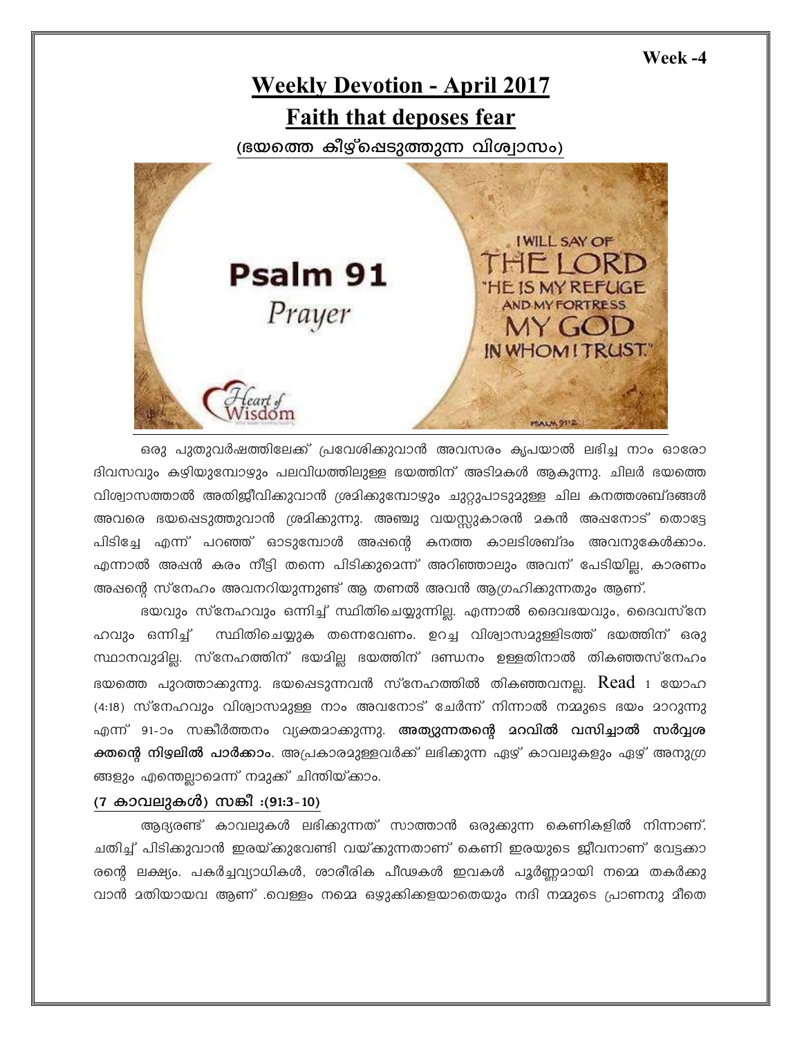Week -4

# Weekly Devotion - April 2017

## Faith that deposes fear

### (ഭയത്തെ കീഴ്പ്പെടുത്തുന്ന വിശ്വാസം)

ഒരു പുതുവർഷത്തിലേക്ക് പ്രവേശിക്കുവാൻ അവസരം കൃപയാൽ ലഭിച്ച നാം ഓരോ ദിവസവും കഴിയുമ്പോഴും പലവിധത്തിലുള്ള ഭയത്തിന് അടിമകൾ ആകുന്നു. ചിലർ ഭയത്തെ വിശ്വാസത്താൽ അതിജീവിക്കുവാൻ ശ്രമിക്കുമ്പോഴും ചുറ്റുപാടുമുള്ള ചില കനത്തശബ്ദങ്ങൾ അവരെ ഭയപ്പെടുത്തുവാൻ ശ്രമിക്കുന്നു. അഞ്ചു വയസ്സുകാരൻ മകൻ അപ്പനോട് തൊട്ടേ പിടിച്ചേ എന്ന് പറഞ്ഞ് ഓടുമ്പോൾ അപ്പന്റെ കനത്ത കാലടിശബ്ദം അവനുകേൾക്കാം. എന്നാൽ അപ്പൻ കരം നീട്ടി തന്നെ പിടിക്കുമെന്ന് അറിഞ്ഞാലും അവന് പേടിയില്ല, കാരണം അപ്പന്റെ സ്നേഹം അവനറിയുന്നുണ്ട് ആ തണൽ അവൻ ആഗ്രഹിക്കുന്നതും ആണ്.

ഭയവും സ്നേഹവും ഒന്നിച്ച് സ്ഥിതിചെയ്യുന്നില്ല. എന്നാൽ ദൈവഭയവും, ദൈവസ്നേഹവും ഒന്നിച്ച് സ്ഥിതിചെയ്യുക തന്നെവേണം. ഉറച്ച വിശ്വാസമുള്ളിടത്ത് ഭയത്തിന് ഒരു സ്ഥാനവുമില്ല. സ്നേഹത്തിന് ഭയമില്ല ഭയത്തിന് ദണ്ഡനം ഉള്ളതിനാൽ തികഞ്ഞസ്നേഹം ഭയത്തെ പുറത്താക്കുന്നു. ഭയപ്പെടുന്നവൻ സ്നേഹത്തിൽ തികഞ്ഞവനല്ല. Read 1 യോഹ (4:18) സ്നേഹവും വിശ്വാസമുള്ള നാം അവനോട് ചേർന്ന് നിന്നാൽ നമ്മുടെ ഭയം മാറുന്നു എന്ന് 91-ാം സങ്കീർത്തനം വ്യക്തമാക്കുന്നു. **അത്യുന്നതന്റെ മറവിൽ വസിച്ചാൽ സർവ്വശക്തന്റെ നിഴലിൽ പാർക്കാം**. അപ്രകാരമുള്ളവർക്ക് ലഭിക്കുന്ന ഏഴ് കാവലുകളും ഏഴ് അനുഗ്രങ്ങളും എന്തെല്ലാമെന്ന് നമുക്ക് ചിന്തിയ്ക്കാം.

### (7 കാവലുകൾ) സങ്കീ :(91:3-10)

ആദ്യരണ്ട് കാവലുകൾ ലഭിക്കുന്നത് സാത്താൻ ഒരുക്കുന്ന കെണികളിൽ നിന്നാണ്. ചതിച്ച് പിടിക്കുവാൻ ഇരയ്ക്കുവേണ്ടി വയ്ക്കുന്നതാണ് കെണി ഇരയുടെ ജീവനാണ് വേട്ടക്കാരന്റെ ലക്ഷ്യം. പകർച്ചവ്യാധികൾ, ശാരീരിക പീഢകൾ ഇവകൾ പൂർണ്ണമായി നമ്മെ തകർക്കുവാൻ മതിയായവ ആണ് .വെള്ളം നമ്മെ ഒഴുക്കിക്കളയാതെയും നദി നമ്മുടെ പ്രാണനു മീതെ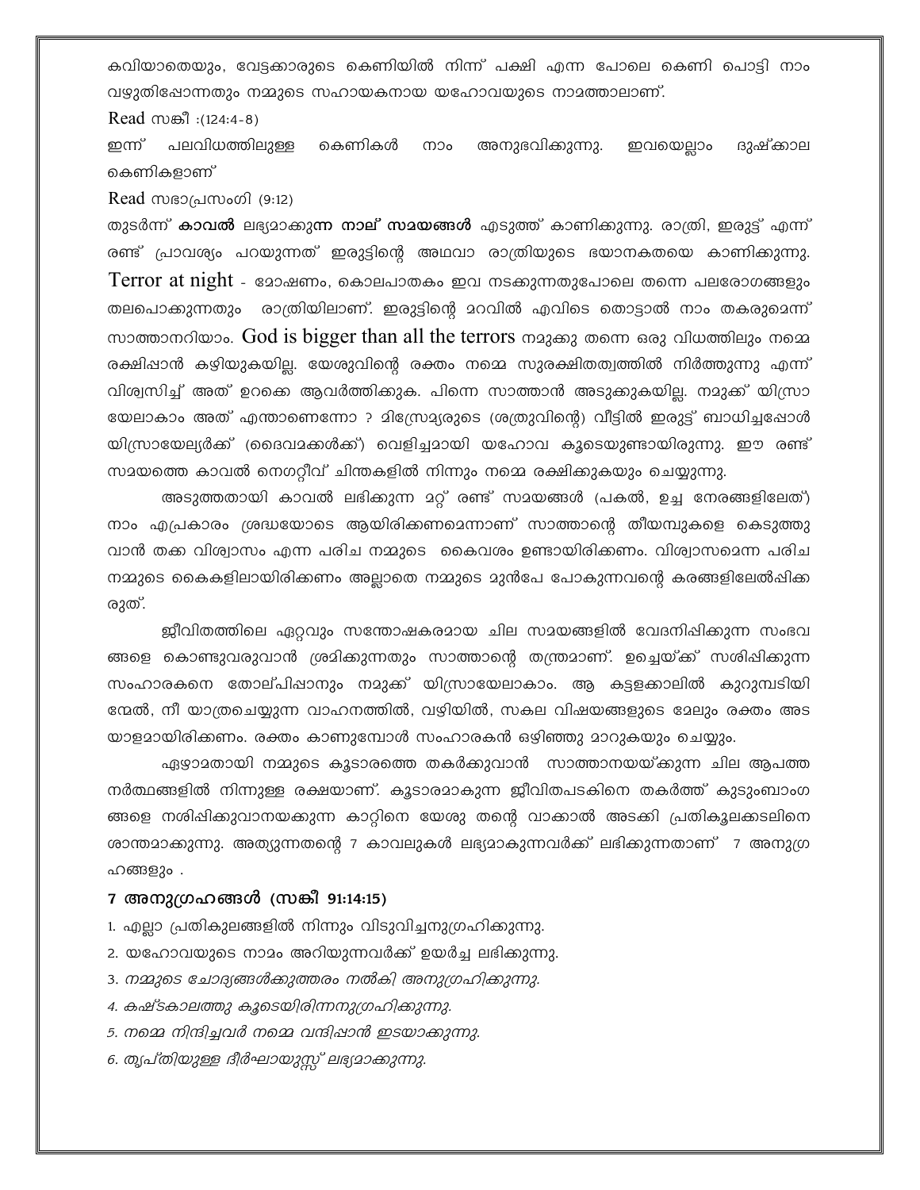കവിയാതെയും, വേട്ടക്കാരുടെ കെണിയിൽ നിന്ന് പക്ഷി എന്ന പോലെ കെണി പൊട്ടി നാം വഴുതിപ്പോന്നതും നമ്മുടെ സഹായകനായ യഹോവയുടെ നാമത്താലാണ്.

Read സങ്കീ :(124:4-8)

ഇന്ന് പലവിധത്തിലുള്ള കെണികൾ നാം അനുഭവിക്കുന്നു. ഇവയെല്ലാം ദുഷ്ക്കാല കെണികളാണ്

Read സഭാപ്രസംഗി (9:12)

തുടർന്ന് **കാവൽ** ലഭ്യമാകുന്ന **നാല് സമയങ്ങൾ** എടുത്ത് കാണിക്കുന്നു. രാത്രി, ഇരുട്ട് എന്ന് രണ്ട് പ്രാവശ്യം പറയുന്നത് ഇരുട്ടിന്റെ അഥവാ രാത്രിയുടെ ഭയാനകതയെ കാണിക്കുന്നു. Terror at night - മോഷണം, കൊലപാതകം ഇവ നടക്കുന്നതുപോലെ തന്നെ പലരോഗങ്ങളും തലപൊക്കുന്നതും രാത്രിയിലാണ്. ഇരുട്ടിന്റെ മറവിൽ എവിടെ തൊട്ടാൽ നാം തകരുമെന്ന് സാത്താനറിയാം. God is bigger than all the terrors നമുക്കു തന്നെ ഒരു വിധത്തിലും നമ്മെ രക്ഷിപ്പാൻ കഴിയുകയില്ല. യേശുവിന്റെ രക്തം നമ്മെ സുരക്ഷിതത്വത്തിൽ നിർത്തുന്നു എന്ന് വിശ്വസിച്ച് അത് ഉറക്കെ ആവർത്തിക്കുക. പിന്നെ സാത്താൻ അടുക്കുകയില്ല. നമുക്ക് യിസ്രായേലാകാം അത് എന്താണെന്നോ ? മിസ്രേമ്യരുടെ (ശത്രുവിന്റെ) വീട്ടിൽ ഇരുട്ട് ബാധിച്ചപ്പോൾ യിസ്രായേല്യർക്ക് (ദൈവമക്കൾക്ക്) വെളിച്ചമായി യഹോവ കൂടെയുണ്ടായിരുന്നു. ഈ രണ്ട് സമയത്തെ കാവൽ നെഗറ്റീവ് ചിന്തകളിൽ നിന്നും നമ്മെ രക്ഷിക്കുകയും ചെയ്യുന്നു.

അടുത്തതായി കാവൽ ലഭിക്കുന്ന മറ്റ് രണ്ട് സമയങ്ങൾ (പകൽ, ഉച്ച നേരങ്ങളിലേത്) നാം എപ്രകാരം ശ്രദ്ധയോടെ ആയിരിക്കണമെന്നാണ് സാത്താന്റെ തീയമ്പുകളെ കെടുത്തുവാൻ തക്ക വിശ്വാസം എന്ന പരിച നമ്മുടെ കൈവശം ഉണ്ടായിരിക്കണം. വിശ്വാസമെന്ന പരിച നമ്മുടെ കൈകളിലായിരിക്കണം അല്ലാതെ നമ്മുടെ മുൻപേ പോകുന്നവന്റെ കരങ്ങളിലേൽപ്പിക്കരുത്.

ജീവിതത്തിലെ ഏറ്റവും സന്തോഷകരമായ ചില സമയങ്ങളിൽ വേദനിപ്പിക്കുന്ന സംഭവങ്ങളെ കൊണ്ടുവരുവാൻ ശ്രമിക്കുന്നതും സാത്താന്റെ തന്ത്രമാണ്. ഉച്ചെയ്ക്ക് സശിപ്പിക്കുന്ന സംഹാരകനെ തോല്പിപ്പാനും നമുക്ക് യിസ്രായേലാകാം. ആ കട്ടളക്കാലിൽ കുറുമ്പടിയിന്മേൽ, നീ യാത്രചെയ്യുന്ന വാഹനത്തിൽ, വഴിയിൽ, സകല വിഷയങ്ങളുടെ മേലും രക്തം അടയാളമായിരിക്കണം. രക്തം കാണുമ്പോൾ സംഹാരകൻ ഒഴിഞ്ഞു മാറുകയും ചെയ്യും.

ഏഴാമതായി നമ്മുടെ കൂടാരത്തെ തകർക്കുവാൻ സാത്താനയയ്ക്കുന്ന ചില ആപത്തനർത്ഥങ്ങളിൽ നിന്നുള്ള രക്ഷയാണ്. കൂടാരമാകുന്ന ജീവിതപടകിനെ തകർത്ത് കുടുംബാംഗങ്ങളെ നശിപ്പിക്കുവാനയക്കുന്ന കാറ്റിനെ യേശു തന്റെ വാക്കാൽ അടക്കി പ്രതികൂലക്കടലിനെ ശാന്തമാക്കുന്നു. അത്യുന്നതന്റെ 7 കാവലുകൾ ലഭ്യമാകുന്നവർക്ക് ലഭിക്കുന്നതാണ് 7 അനുഗ്രഹങ്ങളും .

### 7 അനുഗ്രഹങ്ങൾ (സങ്കീ 91:14:15)

1. എല്ലാ പ്രതികൂലങ്ങളിൽ നിന്നും വിടുവിച്ചനുഗ്രഹിക്കുന്നു.
2. യഹോവയുടെ നാമം അറിയുന്നവർക്ക് ഉയർച്ച ലഭിക്കുന്നു.
3. *നമ്മുടെ ചോദ്യങ്ങൾക്കുത്തരം നൽകി അനുഗ്രഹിക്കുന്നു.*
4. *കഷ്ടകാലത്തു കൂടെയിരിന്നനുഗ്രഹിക്കുന്നു.*
5. *നമ്മെ നിന്ദിച്ചവർ നമ്മെ വന്ദിപ്പാൻ ഇടയാക്കുന്നു.*
6. *തൃപ്തിയുള്ള ദീർഘായുസ്സ് ലഭ്യമാക്കുന്നു.*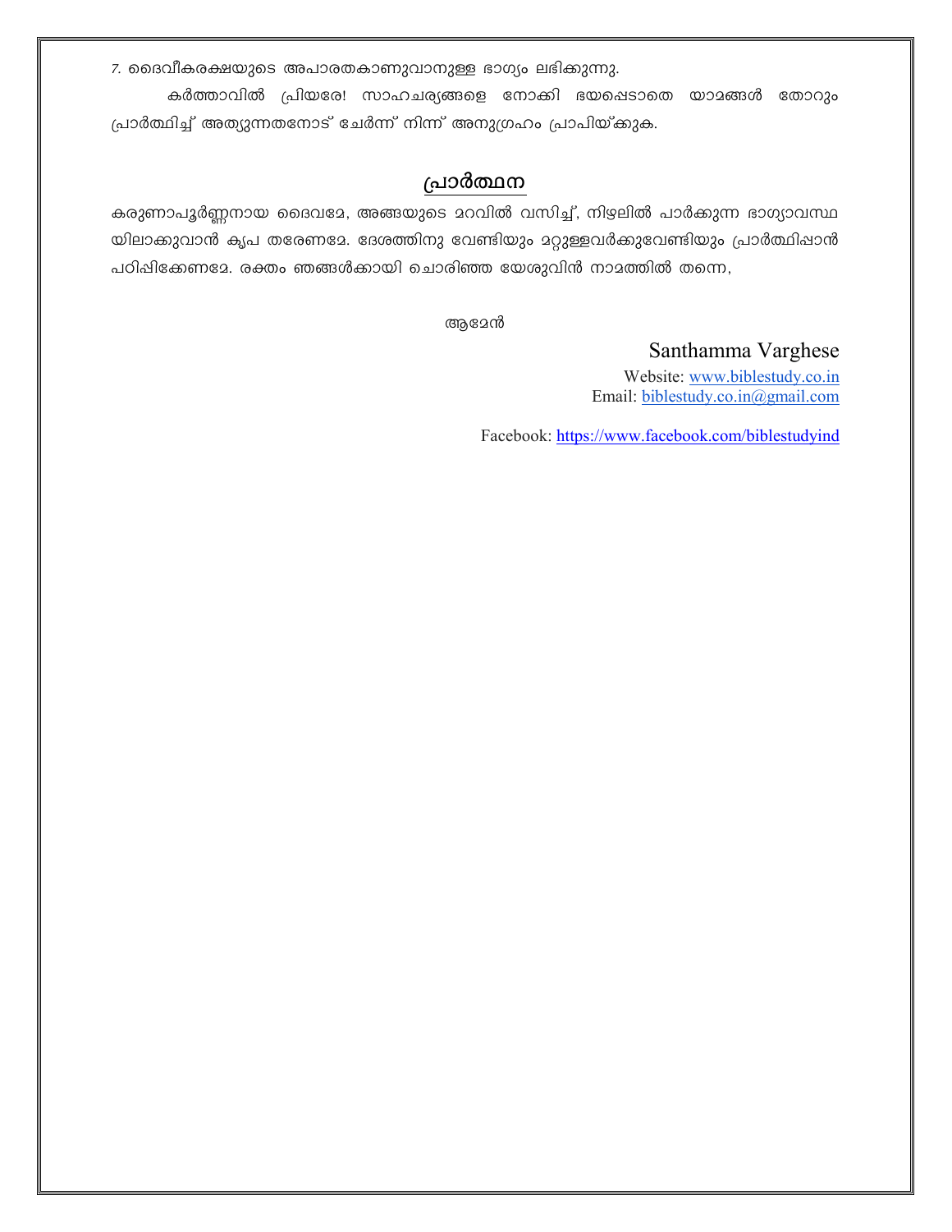7. ദൈവീകരക്ഷയുടെ അപാരതകാണുവാനുള്ള ഭാഗ്യം ലഭിക്കുന്നു.

കർത്താവിൽ പ്രിയരേ! സാഹചര്യങ്ങളെ നോക്കി ഭയപ്പെടാതെ യാമങ്ങൾ തോറും പ്രാർത്ഥിച്ച് അത്യുന്നതനോട് ചേർന്ന് നിന്ന് അനുഗ്രഹം പ്രാപിയ്ക്കുക.

## പ്രാർത്ഥന

കരുണാപൂർണ്ണനായ ദൈവമേ, അങ്ങയുടെ മറവിൽ വസിച്ച്, നിഴലിൽ പാർക്കുന്ന ഭാഗ്യാവസ്ഥയിലാക്കുവാൻ കൃപ തരേണമേ. ദേശത്തിനു വേണ്ടിയും മറ്റുള്ളവർക്കുവേണ്ടിയും പ്രാർത്ഥിപ്പാൻ പഠിപ്പിക്കേണമേ. രക്തം ഞങ്ങൾക്കായി ചൊരിഞ്ഞ യേശുവിൻ നാമത്തിൽ തന്നെ,

ആമേൻ

Santhamma Varghese

Website: www.biblestudy.co.in

Email: biblestudy.co.in@gmail.com

Facebook: https://www.facebook.com/biblestudyind